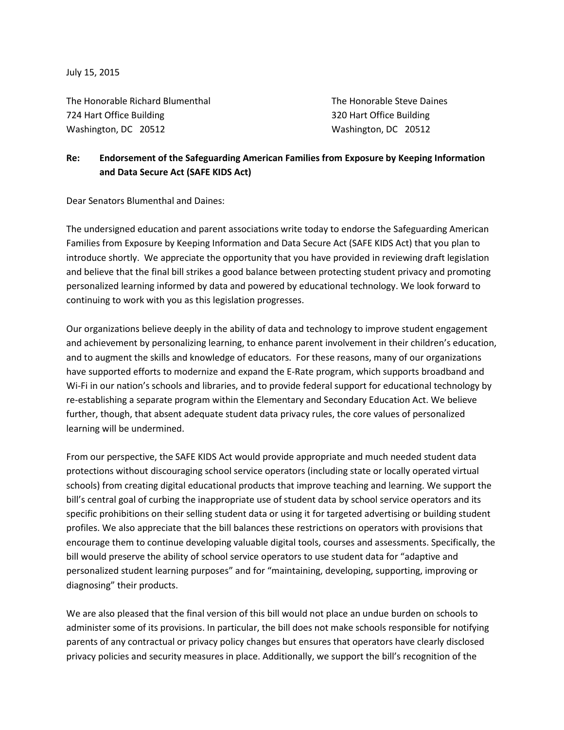July 15, 2015

The Honorable Richard Blumenthal
724 Hart Office Building
Washington, DC 20512

The Honorable Steve Daines
320 Hart Office Building
Washington, DC 20512

**Re: Endorsement of the Safeguarding American Families from Exposure by Keeping Information and Data Secure Act (SAFE KIDS Act)**

Dear Senators Blumenthal and Daines:

The undersigned education and parent associations write today to endorse the Safeguarding American Families from Exposure by Keeping Information and Data Secure Act (SAFE KIDS Act) that you plan to introduce shortly. We appreciate the opportunity that you have provided in reviewing draft legislation and believe that the final bill strikes a good balance between protecting student privacy and promoting personalized learning informed by data and powered by educational technology. We look forward to continuing to work with you as this legislation progresses.

Our organizations believe deeply in the ability of data and technology to improve student engagement and achievement by personalizing learning, to enhance parent involvement in their children's education, and to augment the skills and knowledge of educators. For these reasons, many of our organizations have supported efforts to modernize and expand the E-Rate program, which supports broadband and Wi-Fi in our nation's schools and libraries, and to provide federal support for educational technology by re-establishing a separate program within the Elementary and Secondary Education Act. We believe further, though, that absent adequate student data privacy rules, the core values of personalized learning will be undermined.

From our perspective, the SAFE KIDS Act would provide appropriate and much needed student data protections without discouraging school service operators (including state or locally operated virtual schools) from creating digital educational products that improve teaching and learning. We support the bill's central goal of curbing the inappropriate use of student data by school service operators and its specific prohibitions on their selling student data or using it for targeted advertising or building student profiles. We also appreciate that the bill balances these restrictions on operators with provisions that encourage them to continue developing valuable digital tools, courses and assessments. Specifically, the bill would preserve the ability of school service operators to use student data for "adaptive and personalized student learning purposes" and for "maintaining, developing, supporting, improving or diagnosing" their products.

We are also pleased that the final version of this bill would not place an undue burden on schools to administer some of its provisions. In particular, the bill does not make schools responsible for notifying parents of any contractual or privacy policy changes but ensures that operators have clearly disclosed privacy policies and security measures in place. Additionally, we support the bill's recognition of the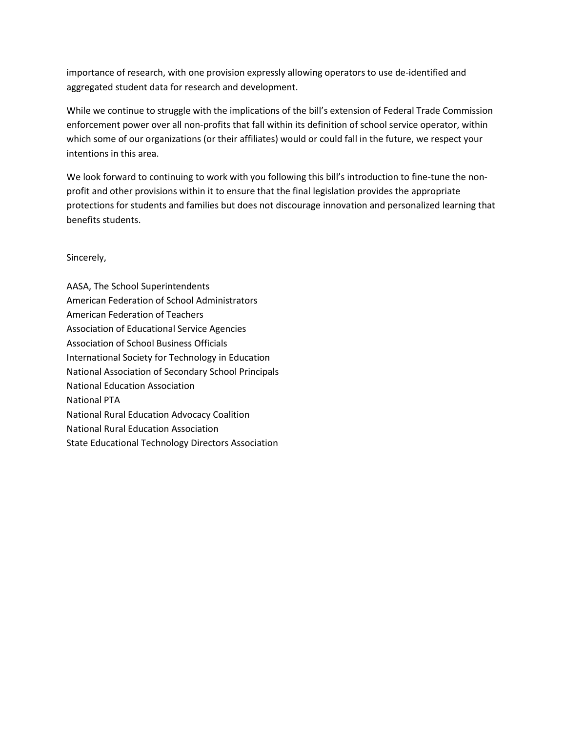importance of research, with one provision expressly allowing operators to use de-identified and aggregated student data for research and development.

While we continue to struggle with the implications of the bill's extension of Federal Trade Commission enforcement power over all non-profits that fall within its definition of school service operator, within which some of our organizations (or their affiliates) would or could fall in the future, we respect your intentions in this area.

We look forward to continuing to work with you following this bill's introduction to fine-tune the non-profit and other provisions within it to ensure that the final legislation provides the appropriate protections for students and families but does not discourage innovation and personalized learning that benefits students.

Sincerely,

AASA, The School Superintendents
American Federation of School Administrators
American Federation of Teachers
Association of Educational Service Agencies
Association of School Business Officials
International Society for Technology in Education
National Association of Secondary School Principals
National Education Association
National PTA
National Rural Education Advocacy Coalition
National Rural Education Association
State Educational Technology Directors Association